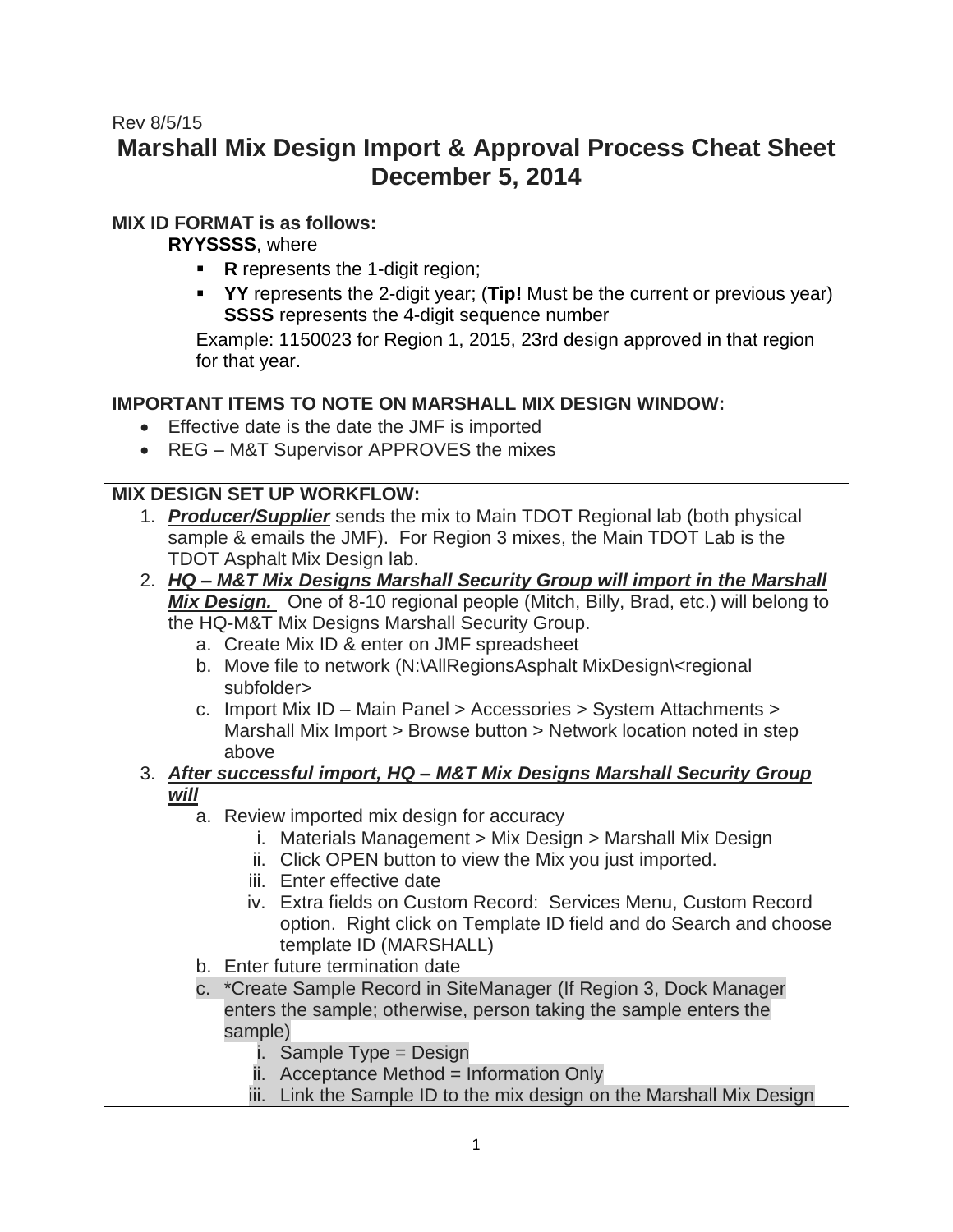Rev 8/5/15

# Marshall Mix Design Import & Approval Process Cheat Sheet
# December 5, 2014

**MIX ID FORMAT is as follows:**

**RYYSSSS**, where

- **R** represents the 1-digit region;
- **YY** represents the 2-digit year; (**Tip!** Must be the current or previous year) **SSSS** represents the 4-digit sequence number

Example: 1150023 for Region 1, 2015, 23rd design approved in that region for that year.

**IMPORTANT ITEMS TO NOTE ON MARSHALL MIX DESIGN WINDOW:**

- Effective date is the date the JMF is imported
- REG – M&T Supervisor APPROVES the mixes

**MIX DESIGN SET UP WORKFLOW:**

1. ***<u>Producer/Supplier</u>*** sends the mix to Main TDOT Regional lab (both physical sample & emails the JMF). For Region 3 mixes, the Main TDOT Lab is the TDOT Asphalt Mix Design lab.
2. ***<u>HQ – M&T Mix Designs Marshall Security Group will import in the Marshall Mix Design.</u>*** One of 8-10 regional people (Mitch, Billy, Brad, etc.) will belong to the HQ-M&T Mix Designs Marshall Security Group.
   a. Create Mix ID & enter on JMF spreadsheet
   b. Move file to network (N:\AllRegionsAsphalt MixDesign\<regional subfolder>
   c. Import Mix ID – Main Panel > Accessories > System Attachments > Marshall Mix Import > Browse button > Network location noted in step above
3. ***<u>After successful import, HQ – M&T Mix Designs Marshall Security Group will</u>***
   a. Review imported mix design for accuracy
      i. Materials Management > Mix Design > Marshall Mix Design
      ii. Click OPEN button to view the Mix you just imported.
      iii. Enter effective date
      iv. Extra fields on Custom Record: Services Menu, Custom Record option. Right click on Template ID field and do Search and choose template ID (MARSHALL)
   b. Enter future termination date
   c. *Create Sample Record in SiteManager (If Region 3, Dock Manager enters the sample; otherwise, person taking the sample enters the sample)
      i. Sample Type = Design
      ii. Acceptance Method = Information Only
      iii. Link the Sample ID to the mix design on the Marshall Mix Design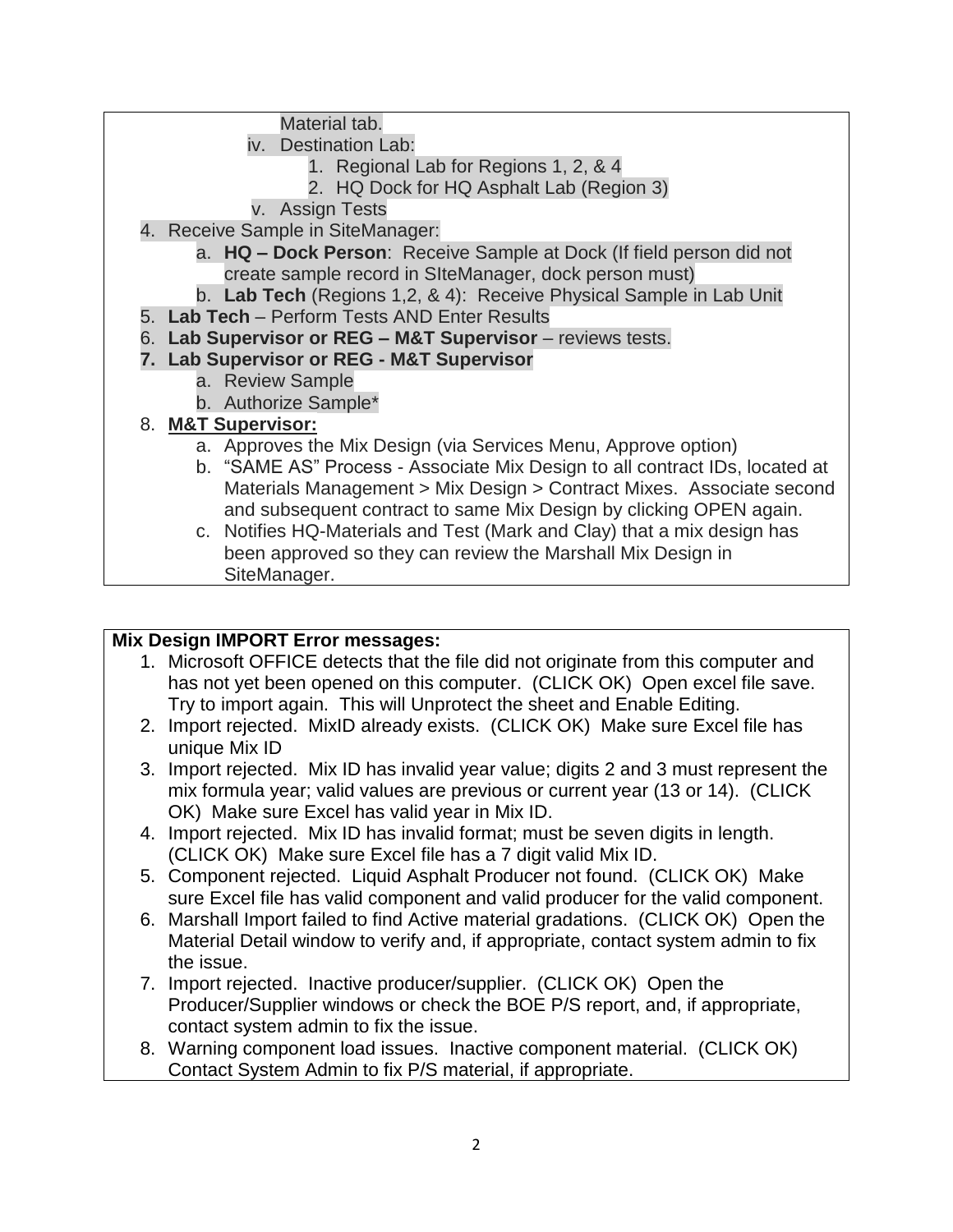Material tab.

   iv. Destination Lab:
      1. Regional Lab for Regions 1, 2, & 4
      2. HQ Dock for HQ Asphalt Lab (Region 3)
   v. Assign Tests

4. Receive Sample in SiteManager:
   a. **HQ – Dock Person**: Receive Sample at Dock (If field person did not create sample record in SIteManager, dock person must)
   b. **Lab Tech** (Regions 1,2, & 4): Receive Physical Sample in Lab Unit
5. **Lab Tech** – Perform Tests AND Enter Results
6. **Lab Supervisor or REG – M&T Supervisor** – reviews tests.
7. **Lab Supervisor or REG - M&T Supervisor**
   a. Review Sample
   b. Authorize Sample*
8. **M&T Supervisor:**
   a. Approves the Mix Design (via Services Menu, Approve option)
   b. "SAME AS" Process - Associate Mix Design to all contract IDs, located at Materials Management > Mix Design > Contract Mixes. Associate second and subsequent contract to same Mix Design by clicking OPEN again.
   c. Notifies HQ-Materials and Test (Mark and Clay) that a mix design has been approved so they can review the Marshall Mix Design in SiteManager.

**Mix Design IMPORT Error messages:**

1. Microsoft OFFICE detects that the file did not originate from this computer and has not yet been opened on this computer. (CLICK OK) Open excel file save. Try to import again. This will Unprotect the sheet and Enable Editing.
2. Import rejected. MixID already exists. (CLICK OK) Make sure Excel file has unique Mix ID
3. Import rejected. Mix ID has invalid year value; digits 2 and 3 must represent the mix formula year; valid values are previous or current year (13 or 14). (CLICK OK) Make sure Excel has valid year in Mix ID.
4. Import rejected. Mix ID has invalid format; must be seven digits in length. (CLICK OK) Make sure Excel file has a 7 digit valid Mix ID.
5. Component rejected. Liquid Asphalt Producer not found. (CLICK OK) Make sure Excel file has valid component and valid producer for the valid component.
6. Marshall Import failed to find Active material gradations. (CLICK OK) Open the Material Detail window to verify and, if appropriate, contact system admin to fix the issue.
7. Import rejected. Inactive producer/supplier. (CLICK OK) Open the Producer/Supplier windows or check the BOE P/S report, and, if appropriate, contact system admin to fix the issue.
8. Warning component load issues. Inactive component material. (CLICK OK) Contact System Admin to fix P/S material, if appropriate.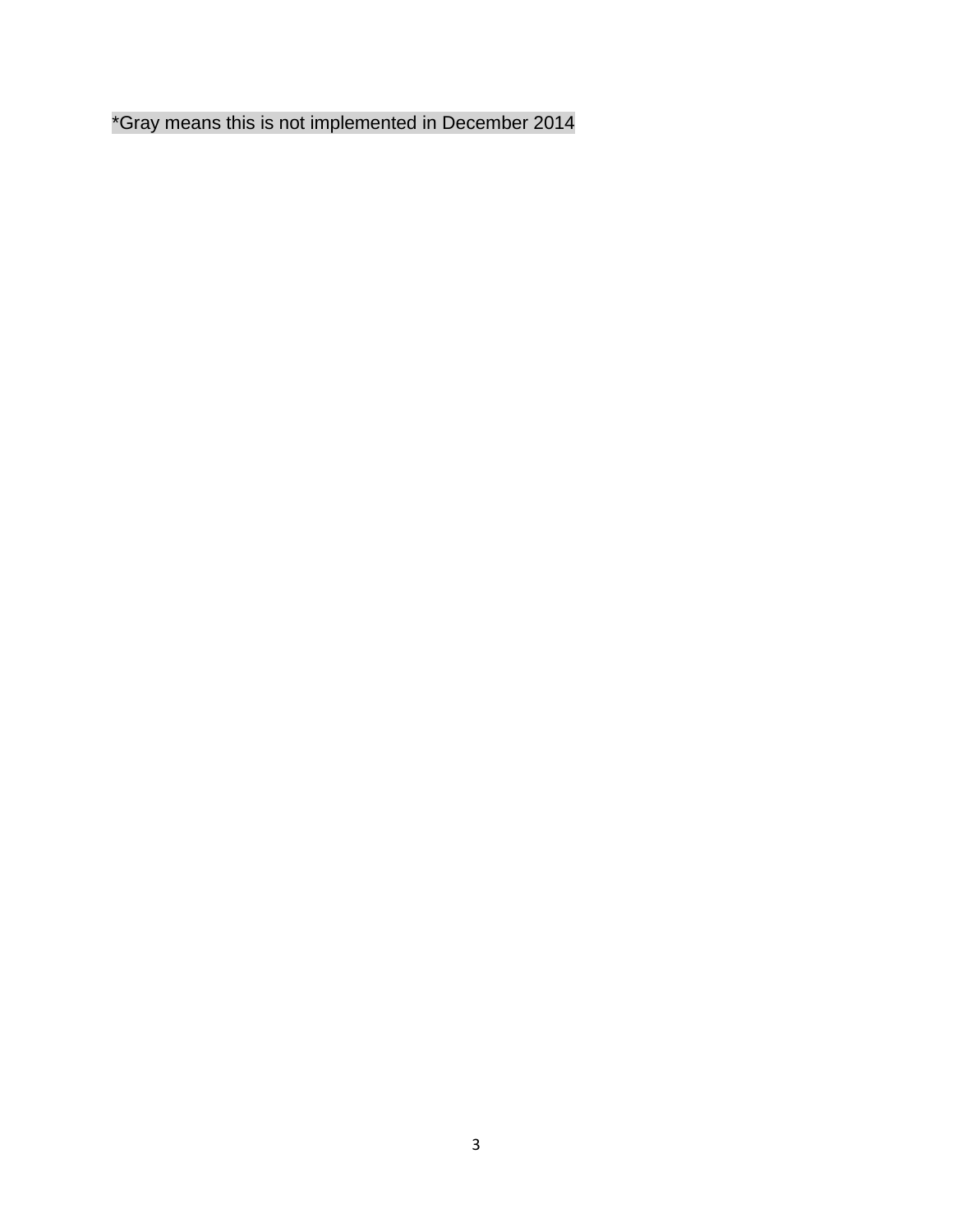*Gray means this is not implemented in December 2014